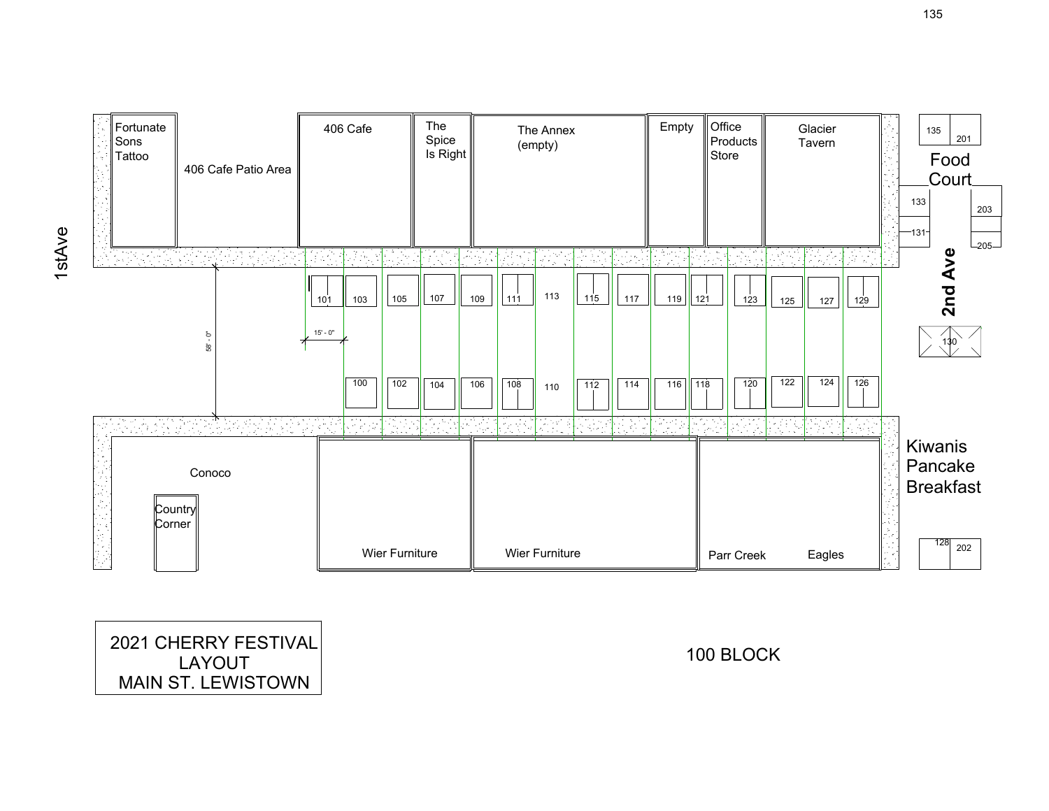# 2021 CHERRY FESTIVAL LAYOUT MAIN ST. LEWISTOWN

## 100 BLOCK

1stAve

Fortunate Sons Tattoo

406 Cafe Patio Area

406 Cafe

The Spice Is Right

The Annex (empty)

Empty

Office Products Store

Glacier Tavern

101 103 105 107 109 111 113 115 117 119 121 123 125 127 129

15' - 0"

58' - 0"

100 102 104 106 108 110 112 114 116 118 120 122 124 126

Conoco

Country Corner

Wier Furniture

Wier Furniture

Parr Creek

Eagles

Food Court

135 201

133

131

203

205

2nd Ave

130

Kiwanis Pancake Breakfast

128 202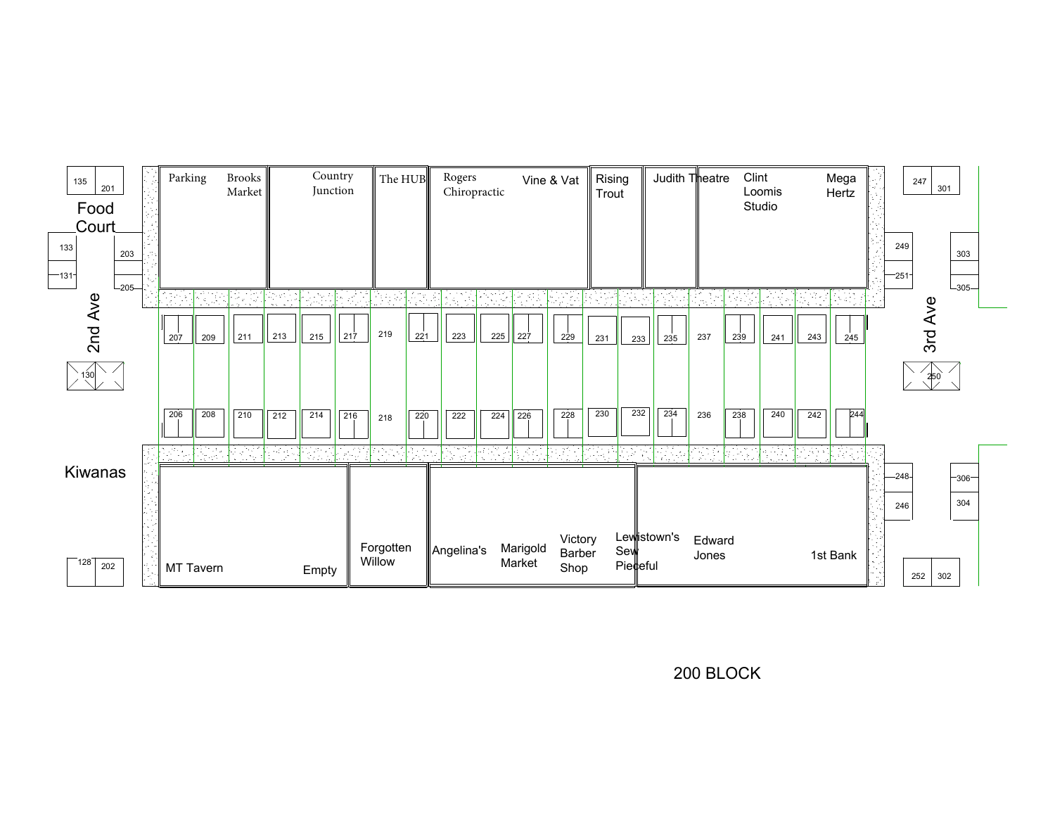# 200 BLOCK

**2nd Ave** | **3rd Ave**

**Food Court**: 135, 201, 133, 131, 203, 205

**Kiwanas**: 130, 128, 202

**North side businesses (left to right):** Parking, Brooks Market, Country Junction, The HUB, Rogers Chiropractic, Vine & Vat, Rising Trout, Judith Theatre, Clint Loomis Studio, Mega Hertz

**Booths (north row):** 207, 209, 211, 213, 215, 217, 219, 221, 223, 225, 227, 229, 231, 233, 235, 237, 239, 241, 243, 245

**Booths (south row):** 206, 208, 210, 212, 214, 216, 218, 220, 222, 224, 226, 228, 230, 232, 234, 236, 238, 240, 242, 244

**South side businesses (left to right):** MT Tavern, Empty, Forgotten Willow, Angelina's, Marigold Market, Victory Barber Shop, Lewistown's Sew Pieceful, Edward Jones, 1st Bank

**3rd Ave side:** 247, 301, 249, 251, 303, 305, 250, 248, 246, 306, 304, 252, 302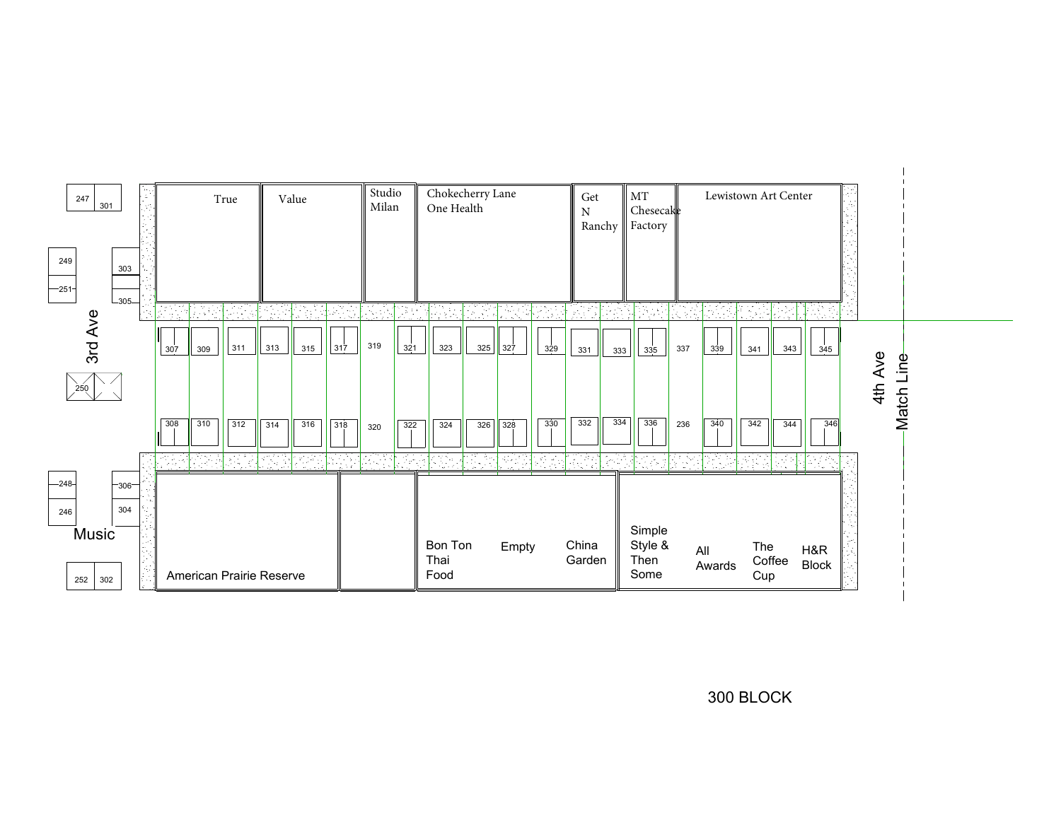# 300 BLOCK

3rd Ave

4th Ave

Match Line

Music

**North side businesses:** True, Value, Studio Milan, Chokecherry Lane One Health, Get N Ranchy, MT Chesecake Factory, Lewistown Art Center

**South side businesses:** American Prairie Reserve, Bon Ton Thai Food, Empty, China Garden, Simple Style & Then Some, All Awards, The Coffee Cup, H&R Block

**3rd Ave spaces:** 247, 301, 249, 251, 303, 305, 250, 248, 246, 306, 304, 252, 302

**North row spaces:** 307, 309, 311, 313, 315, 317, 319, 321, 323, 325, 327, 329, 331, 333, 335, 337, 339, 341, 343, 345

**South row spaces:** 308, 310, 312, 314, 316, 318, 320, 322, 324, 326, 328, 330, 332, 334, 336, 236, 340, 342, 344, 346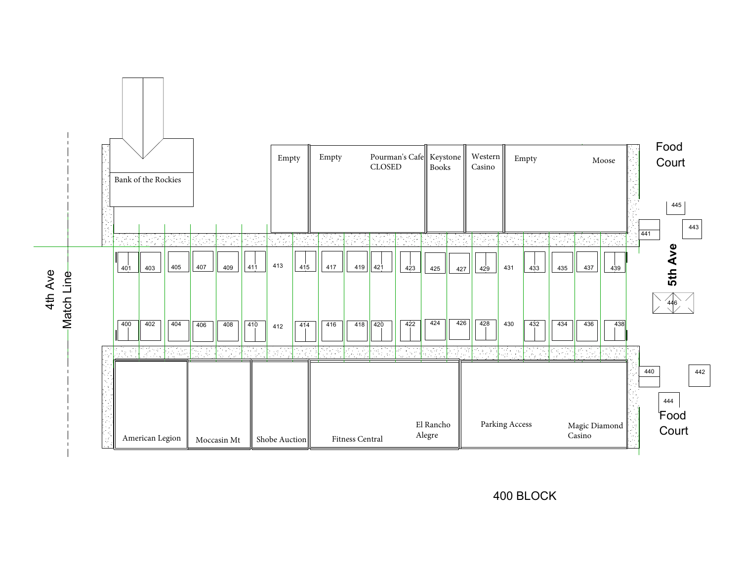# 400 BLOCK

4th Ave

Match Line

5th Ave

Food Court

Food Court

Bank of the Rockies

Empty

Empty

Pourman's Cafe CLOSED

Keystone Books

Western Casino

Empty

Moose

445

441

443

401 403 405 407 409 411 413 415 417 419 421 423 425 427 429 431 433 435 437 439

446

400 402 404 406 408 410 412 414 416 418 420 422 424 426 428 430 432 434 436 438

440

442

444

American Legion

Moccasin Mt

Shobe Auction

Fitness Central

El Rancho Alegre

Parking Access

Magic Diamond Casino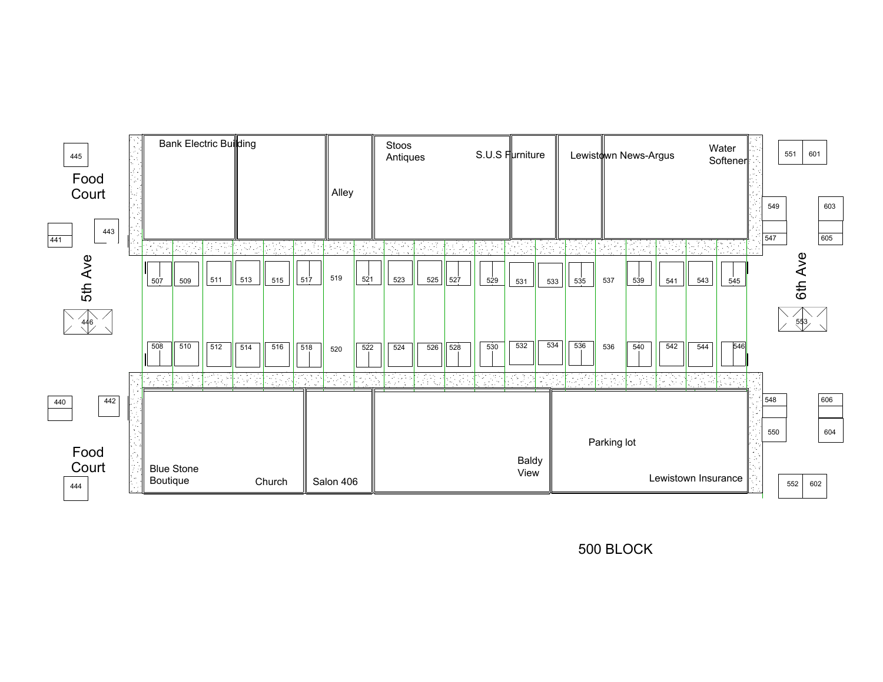# 500 BLOCK

Bank Electric Building

Alley

Stoos Antiques

S.U.S Furniture

Lewistown News-Argus

Water Softener

445

Food Court

441

443

5th Ave

446

440

442

Food Court

444

507 509 511 513 515 517 519 521 523 525 527 529 531 533 535 537 539 541 543 545

508 510 512 514 516 518 520 522 524 526 528 530 532 534 536 536 540 542 544 546

Blue Stone Boutique

Church

Salon 406

Baldy View

Parking lot

Lewistown Insurance

551 601

549

603

547

605

6th Ave

553

548

606

550

604

552 602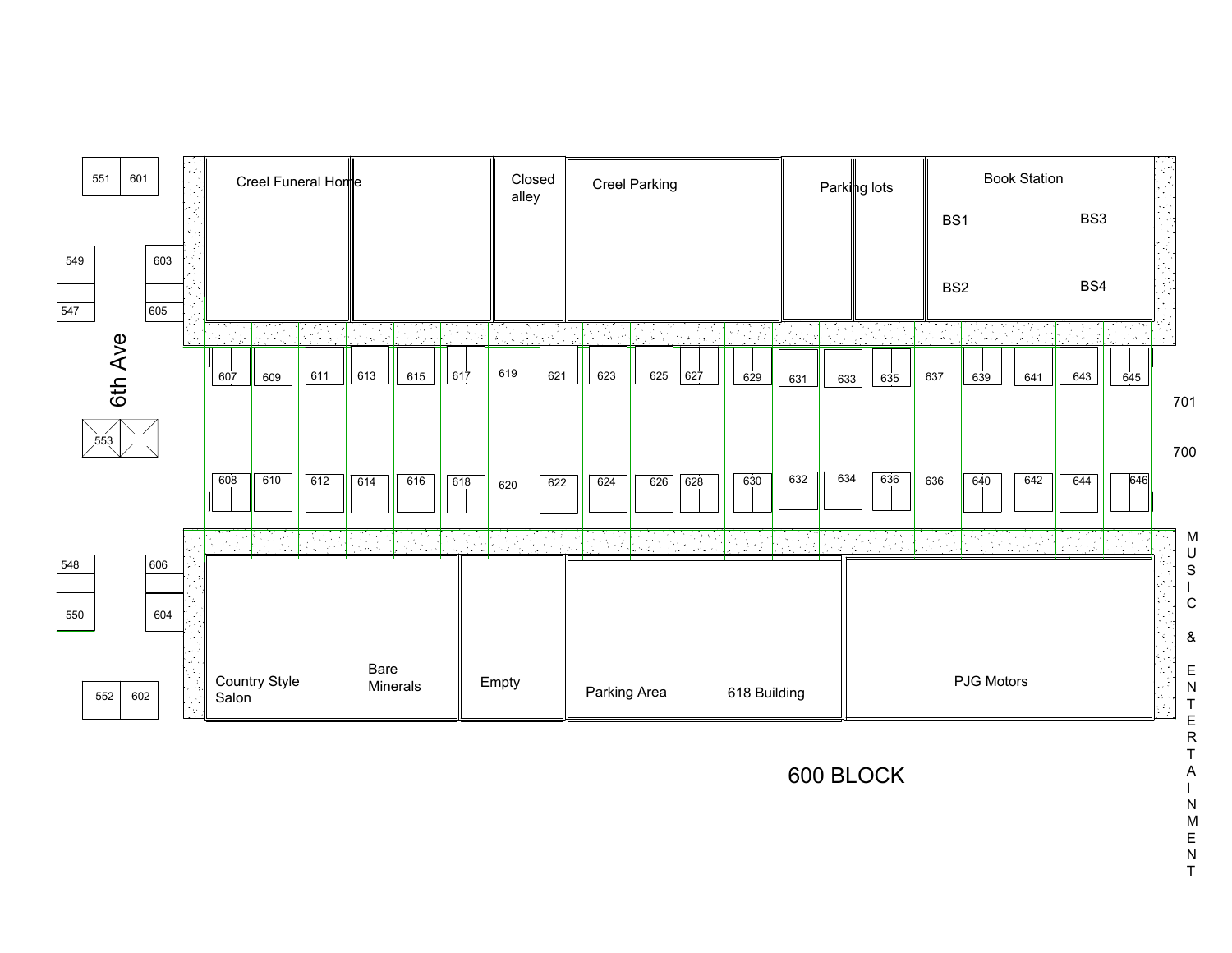# 600 BLOCK

6th Ave

551 601

549 603

547 605

553

548 606

550 604

552 602

Creel Funeral Home

Closed alley

Creel Parking

Parking lots

Book Station

BS1 BS3

BS2 BS4

607 609 611 613 615 617 619 621 623 625 627 629 631 633 635 637 639 641 643 645

701

700

608 610 612 614 616 618 620 622 624 626 628 630 632 634 636 636 640 642 644 646

Country Style Salon

Bare Minerals

Empty

Parking Area

618 Building

PJG Motors

MUSIC & ENTERTAINMENT